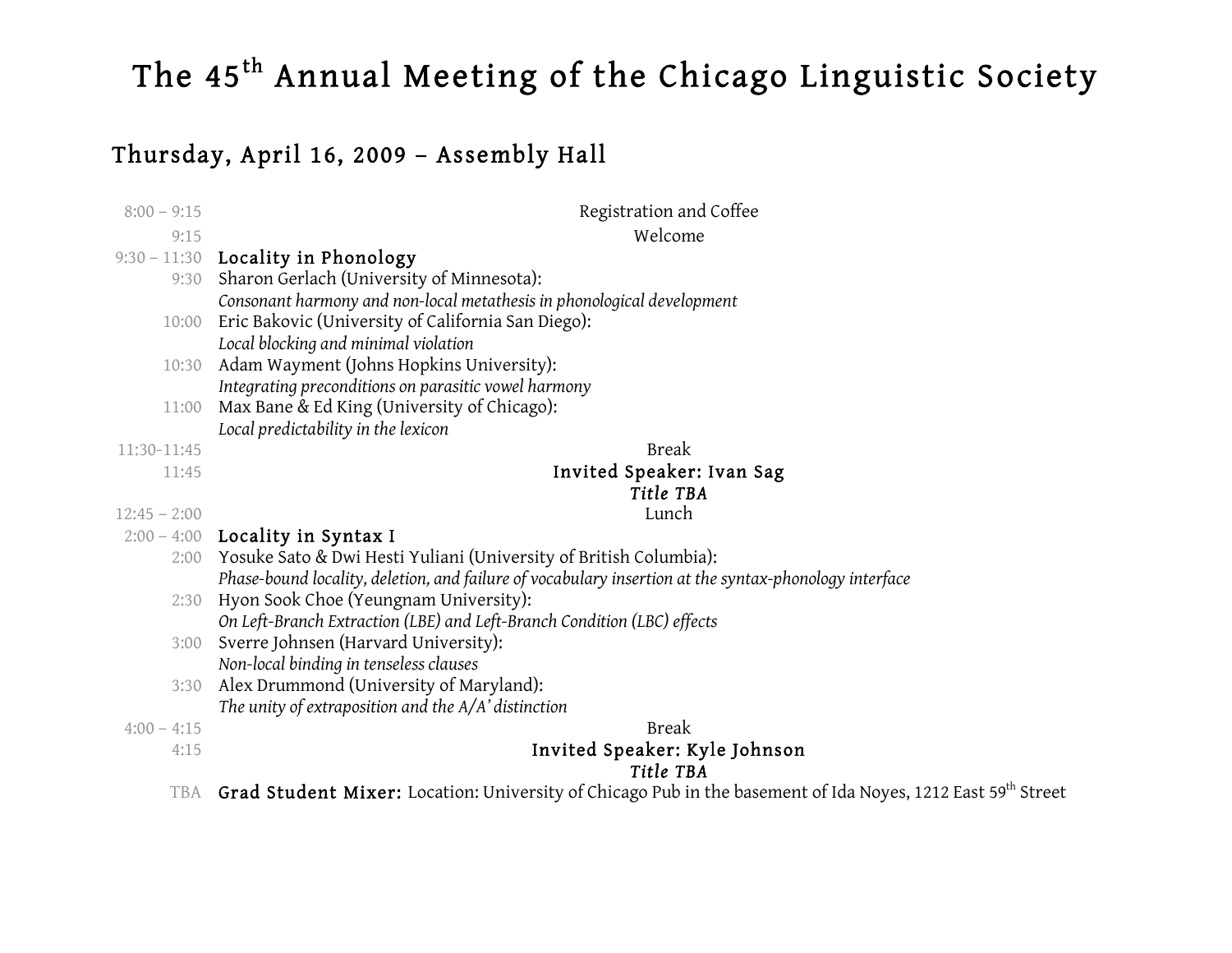# The 45th Annual Meeting of the Chicago Linguistic Society

## Thursday, April 16, 2009 – Assembly Hall

| Time | Event |
|---|---|
| 8:00 – 9:15 | Registration and Coffee |
| 9:15 | Welcome |
| 9:30 – 11:30 | **Locality in Phonology** |
| 9:30 | Sharon Gerlach (University of Minnesota): *Consonant harmony and non-local metathesis in phonological development* |
| 10:00 | Eric Bakovic (University of California San Diego): *Local blocking and minimal violation* |
| 10:30 | Adam Wayment (Johns Hopkins University): *Integrating preconditions on parasitic vowel harmony* |
| 11:00 | Max Bane & Ed King (University of Chicago): *Local predictability in the lexicon* |
| 11:30-11:45 | Break |
| 11:45 | **Invited Speaker: Ivan Sag** ***Title TBA*** |
| 12:45 – 2:00 | Lunch |
| 2:00 – 4:00 | **Locality in Syntax I** |
| 2:00 | Yosuke Sato & Dwi Hesti Yuliani (University of British Columbia): *Phase-bound locality, deletion, and failure of vocabulary insertion at the syntax-phonology interface* |
| 2:30 | Hyon Sook Choe (Yeungnam University): *On Left-Branch Extraction (LBE) and Left-Branch Condition (LBC) effects* |
| 3:00 | Sverre Johnsen (Harvard University): *Non-local binding in tenseless clauses* |
| 3:30 | Alex Drummond (University of Maryland): *The unity of extraposition and the A/A' distinction* |
| 4:00 – 4:15 | Break |
| 4:15 | **Invited Speaker: Kyle Johnson** ***Title TBA*** |
| TBA | **Grad Student Mixer:** Location: University of Chicago Pub in the basement of Ida Noyes, 1212 East 59th Street |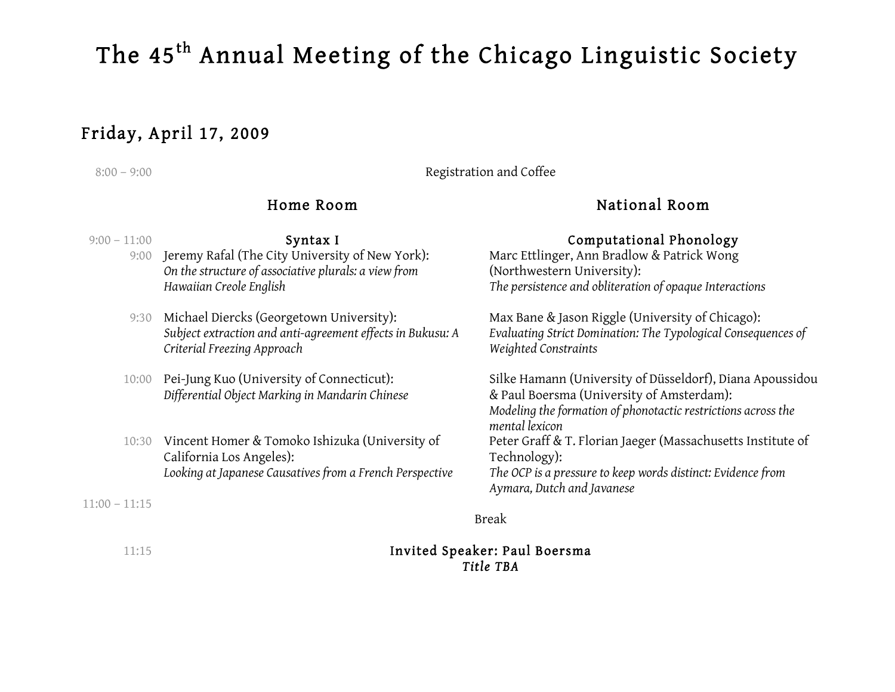# The 45th Annual Meeting of the Chicago Linguistic Society

## Friday, April 17, 2009

8:00 – 9:00 Registration and Coffee

| Time | Home Room | National Room |
|---|---|---|
| 9:00 – 11:00 | **Syntax I** | **Computational Phonology** |
| 9:00 | Jeremy Rafal (The City University of New York): *On the structure of associative plurals: a view from Hawaiian Creole English* | Marc Ettlinger, Ann Bradlow & Patrick Wong (Northwestern University): *The persistence and obliteration of opaque Interactions* |
| 9:30 | Michael Diercks (Georgetown University): *Subject extraction and anti-agreement effects in Bukusu: A Criterial Freezing Approach* | Max Bane & Jason Riggle (University of Chicago): *Evaluating Strict Domination: The Typological Consequences of Weighted Constraints* |
| 10:00 | Pei-Jung Kuo (University of Connecticut): *Differential Object Marking in Mandarin Chinese* | Silke Hamann (University of Düsseldorf), Diana Apoussidou & Paul Boersma (University of Amsterdam): *Modeling the formation of phonotactic restrictions across the mental lexicon* |
| 10:30 | Vincent Homer & Tomoko Ishizuka (University of California Los Angeles): *Looking at Japanese Causatives from a French Perspective* | Peter Graff & T. Florian Jaeger (Massachusetts Institute of Technology): *The OCP is a pressure to keep words distinct: Evidence from Aymara, Dutch and Javanese* |

11:00 – 11:15 Break

11:15 **Invited Speaker: Paul Boersma**
***Title TBA***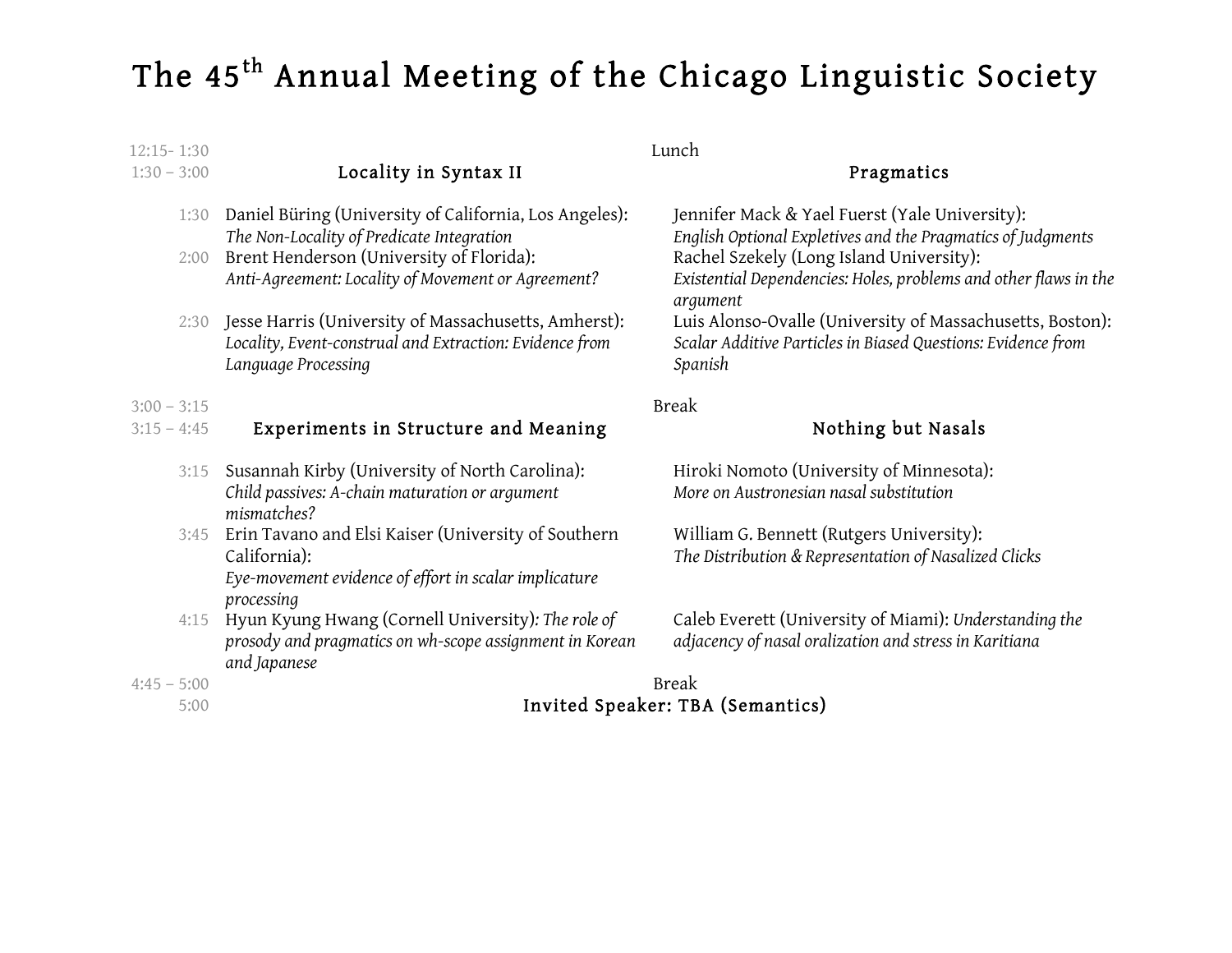# The 45th Annual Meeting of the Chicago Linguistic Society

| Time | Locality in Syntax II | Pragmatics |
|---|---|---|
| 12:15- 1:30 | Lunch | |
| 1:30 – 3:00 | **Locality in Syntax II** | **Pragmatics** |
| 1:30 | Daniel Büring (University of California, Los Angeles): *The Non-Locality of Predicate Integration* | Jennifer Mack & Yael Fuerst (Yale University): *English Optional Expletives and the Pragmatics of Judgments* |
| 2:00 | Brent Henderson (University of Florida): *Anti-Agreement: Locality of Movement or Agreement?* | Rachel Szekely (Long Island University): *Existential Dependencies: Holes, problems and other flaws in the argument* |
| 2:30 | Jesse Harris (University of Massachusetts, Amherst): *Locality, Event-construal and Extraction: Evidence from Language Processing* | Luis Alonso-Ovalle (University of Massachusetts, Boston): *Scalar Additive Particles in Biased Questions: Evidence from Spanish* |
| 3:00 – 3:15 | Break | |
| 3:15 – 4:45 | **Experiments in Structure and Meaning** | **Nothing but Nasals** |
| 3:15 | Susannah Kirby (University of North Carolina): *Child passives: A-chain maturation or argument mismatches?* | Hiroki Nomoto (University of Minnesota): *More on Austronesian nasal substitution* |
| 3:45 | Erin Tavano and Elsi Kaiser (University of Southern California): *Eye-movement evidence of effort in scalar implicature processing* | William G. Bennett (Rutgers University): *The Distribution & Representation of Nasalized Clicks* |
| 4:15 | Hyun Kyung Hwang (Cornell University): *The role of prosody and pragmatics on wh-scope assignment in Korean and Japanese* | Caleb Everett (University of Miami): *Understanding the adjacency of nasal oralization and stress in Karitiana* |
| 4:45 – 5:00 | Break | |
| 5:00 | **Invited Speaker: TBA (Semantics)** | |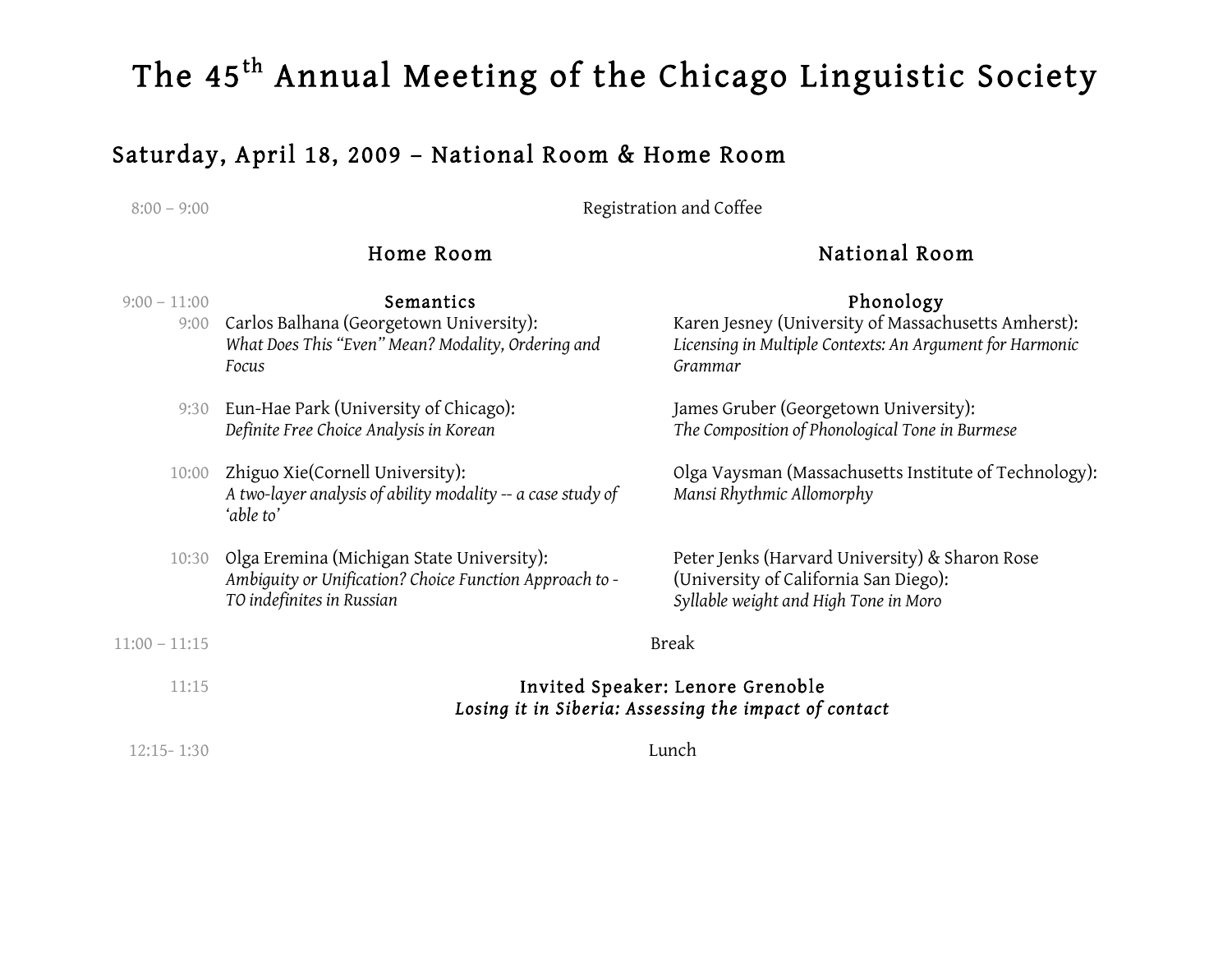# The 45th Annual Meeting of the Chicago Linguistic Society

## Saturday, April 18, 2009 – National Room & Home Room

8:00 – 9:00 Registration and Coffee

| | Home Room | National Room |
|---|---|---|
| 9:00 – 11:00 | **Semantics** | **Phonology** |
| 9:00 | Carlos Balhana (Georgetown University): *What Does This "Even" Mean? Modality, Ordering and Focus* | Karen Jesney (University of Massachusetts Amherst): *Licensing in Multiple Contexts: An Argument for Harmonic Grammar* |
| 9:30 | Eun-Hae Park (University of Chicago): *Definite Free Choice Analysis in Korean* | James Gruber (Georgetown University): *The Composition of Phonological Tone in Burmese* |
| 10:00 | Zhiguo Xie(Cornell University): *A two-layer analysis of ability modality -- a case study of 'able to'* | Olga Vaysman (Massachusetts Institute of Technology): *Mansi Rhythmic Allomorphy* |
| 10:30 | Olga Eremina (Michigan State University): *Ambiguity or Unification? Choice Function Approach to -TO indefinites in Russian* | Peter Jenks (Harvard University) & Sharon Rose (University of California San Diego): *Syllable weight and High Tone in Moro* |

11:00 – 11:15 Break

11:15 **Invited Speaker: Lenore Grenoble**
***Losing it in Siberia: Assessing the impact of contact***

12:15- 1:30 Lunch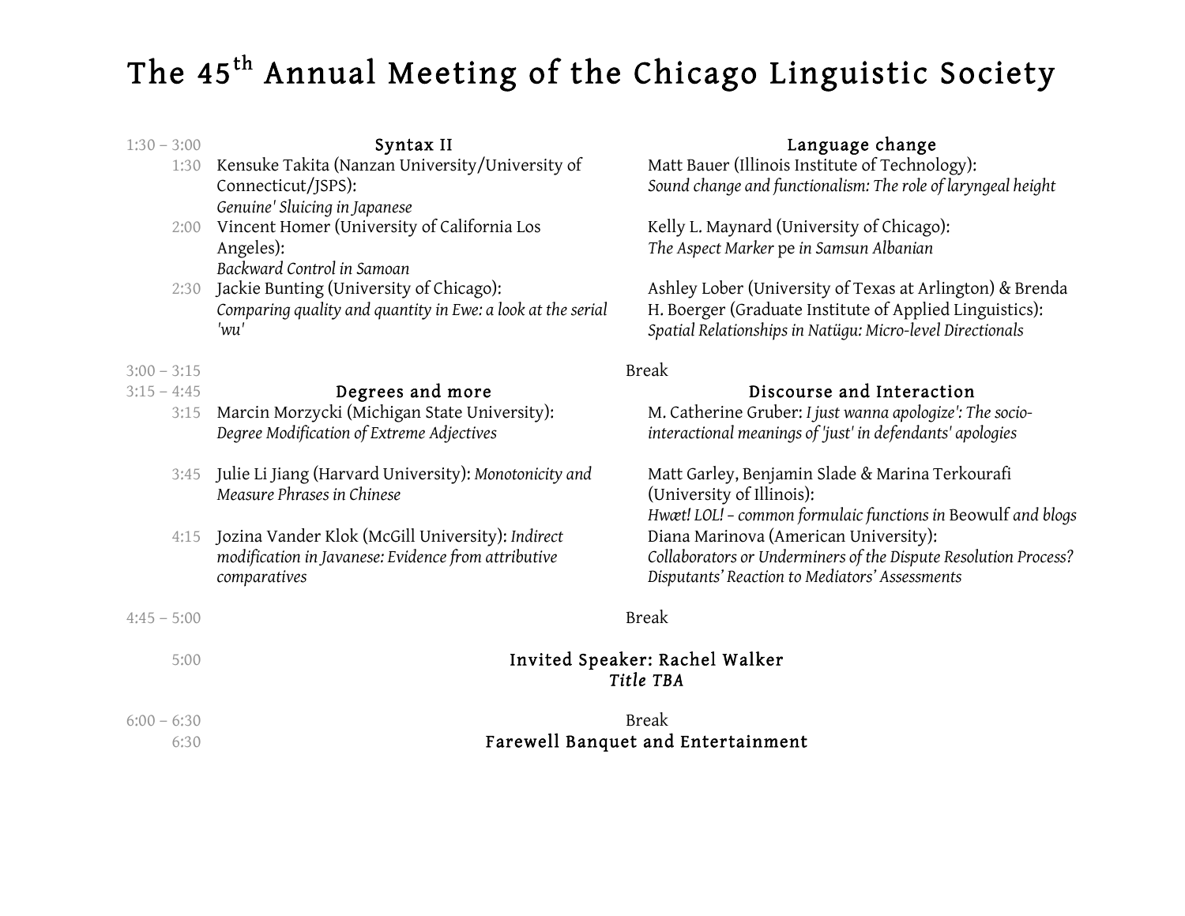# The 45th Annual Meeting of the Chicago Linguistic Society

| | Syntax II | Language change |
|---|---|---|
| 1:30 – 3:00 | | |
| 1:30 | Kensuke Takita (Nanzan University/University of Connecticut/JSPS): *Genuine' Sluicing in Japanese* | Matt Bauer (Illinois Institute of Technology): *Sound change and functionalism: The role of laryngeal height* |
| 2:00 | Vincent Homer (University of California Los Angeles): *Backward Control in Samoan* | Kelly L. Maynard (University of Chicago): *The Aspect Marker* pe *in Samsun Albanian* |
| 2:30 | Jackie Bunting (University of Chicago): *Comparing quality and quantity in Ewe: a look at the serial 'wu'* | Ashley Lober (University of Texas at Arlington) & Brenda H. Boerger (Graduate Institute of Applied Linguistics): *Spatial Relationships in Natügu: Micro-level Directionals* |
| 3:00 – 3:15 | Break | |
| 3:15 – 4:45 | **Degrees and more** | **Discourse and Interaction** |
| 3:15 | Marcin Morzycki (Michigan State University): *Degree Modification of Extreme Adjectives* | M. Catherine Gruber: *I just wanna apologize': The socio-interactional meanings of 'just' in defendants' apologies* |
| 3:45 | Julie Li Jiang (Harvard University): *Monotonicity and Measure Phrases in Chinese* | Matt Garley, Benjamin Slade & Marina Terkourafi (University of Illinois): *Hwæt! LOL! – common formulaic functions in* Beowulf *and blogs* |
| 4:15 | Jozina Vander Klok (McGill University): *Indirect modification in Javanese: Evidence from attributive comparatives* | Diana Marinova (American University): *Collaborators or Underminers of the Dispute Resolution Process? Disputants' Reaction to Mediators' Assessments* |
| 4:45 – 5:00 | Break | |
| 5:00 | **Invited Speaker: Rachel Walker** *Title TBA* | |
| 6:00 – 6:30 | Break | |
| 6:30 | **Farewell Banquet and Entertainment** | |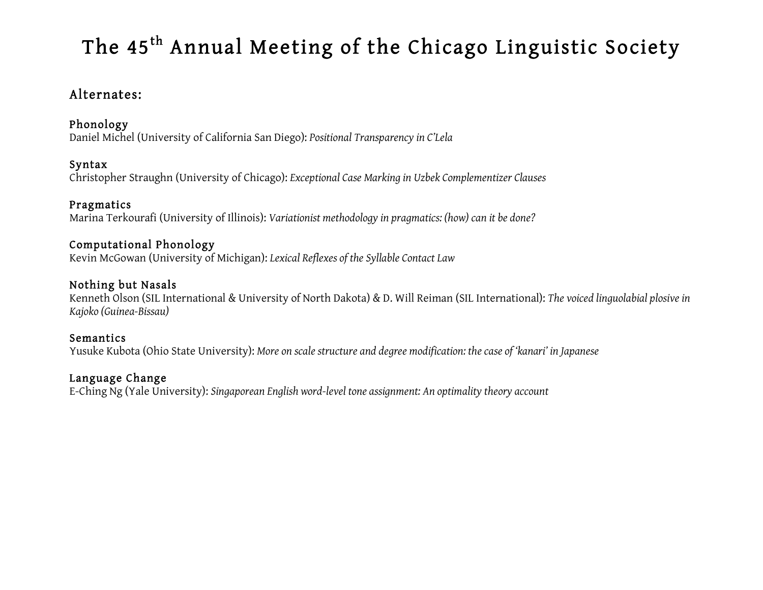# The 45th Annual Meeting of the Chicago Linguistic Society

## Alternates:

### Phonology
Daniel Michel (University of California San Diego): *Positional Transparency in C'Lela*

### Syntax
Christopher Straughn (University of Chicago): *Exceptional Case Marking in Uzbek Complementizer Clauses*

### Pragmatics
Marina Terkourafi (University of Illinois): *Variationist methodology in pragmatics: (how) can it be done?*

### Computational Phonology
Kevin McGowan (University of Michigan): *Lexical Reflexes of the Syllable Contact Law*

### Nothing but Nasals
Kenneth Olson (SIL International & University of North Dakota) & D. Will Reiman (SIL International): *The voiced linguolabial plosive in Kajoko (Guinea-Bissau)*

### Semantics
Yusuke Kubota (Ohio State University): *More on scale structure and degree modification: the case of 'kanari' in Japanese*

### Language Change
E-Ching Ng (Yale University): *Singaporean English word-level tone assignment: An optimality theory account*